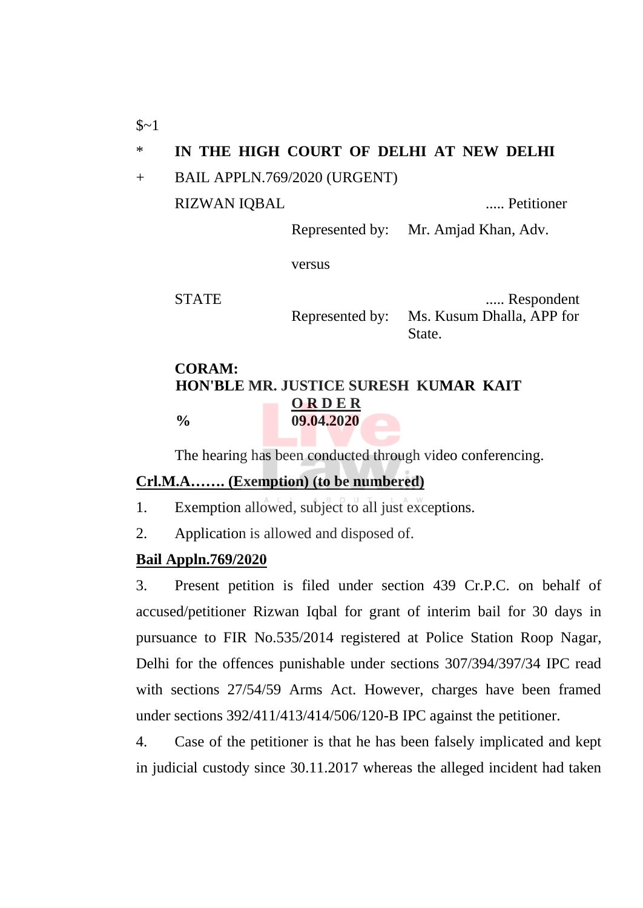$~1

\* **IN THE HIGH COURT OF DELHI AT NEW DELHI**

\+ BAIL APPLN.769/2020 (URGENT)

RIZWAN IQBAL ..... Petitioner

Represented by: Mr. Amjad Khan, Adv.

versus

STATE ..... Respondent

Represented by: Ms. Kusum Dhalla, APP for State.

**CORAM:**
**HON'BLE MR. JUSTICE SURESH KUMAR KAIT**

**O R D E R**

**%** **09.04.2020**

The hearing has been conducted through video conferencing.

**Crl.M.A……. (Exemption) (to be numbered)**

1. Exemption allowed, subject to all just exceptions.

2. Application is allowed and disposed of.

**Bail Appln.769/2020**

3. Present petition is filed under section 439 Cr.P.C. on behalf of accused/petitioner Rizwan Iqbal for grant of interim bail for 30 days in pursuance to FIR No.535/2014 registered at Police Station Roop Nagar, Delhi for the offences punishable under sections 307/394/397/34 IPC read with sections 27/54/59 Arms Act. However, charges have been framed under sections 392/411/413/414/506/120-B IPC against the petitioner.

4. Case of the petitioner is that he has been falsely implicated and kept in judicial custody since 30.11.2017 whereas the alleged incident had taken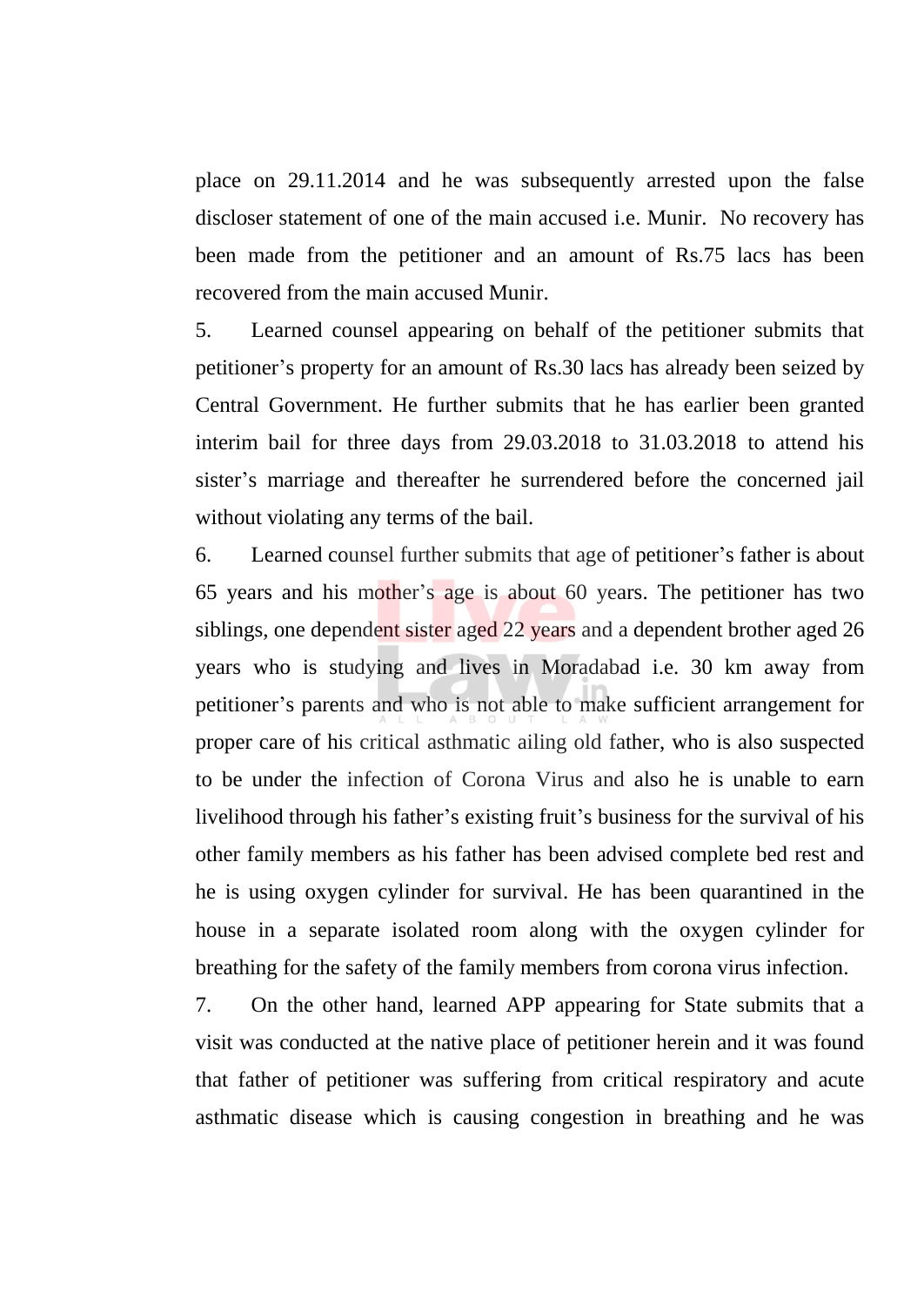place on 29.11.2014 and he was subsequently arrested upon the false discloser statement of one of the main accused i.e. Munir. No recovery has been made from the petitioner and an amount of Rs.75 lacs has been recovered from the main accused Munir.

5. Learned counsel appearing on behalf of the petitioner submits that petitioner's property for an amount of Rs.30 lacs has already been seized by Central Government. He further submits that he has earlier been granted interim bail for three days from 29.03.2018 to 31.03.2018 to attend his sister's marriage and thereafter he surrendered before the concerned jail without violating any terms of the bail.

6. Learned counsel further submits that age of petitioner's father is about 65 years and his mother's age is about 60 years. The petitioner has two siblings, one dependent sister aged 22 years and a dependent brother aged 26 years who is studying and lives in Moradabad i.e. 30 km away from petitioner's parents and who is not able to make sufficient arrangement for proper care of his critical asthmatic ailing old father, who is also suspected to be under the infection of Corona Virus and also he is unable to earn livelihood through his father's existing fruit's business for the survival of his other family members as his father has been advised complete bed rest and he is using oxygen cylinder for survival. He has been quarantined in the house in a separate isolated room along with the oxygen cylinder for breathing for the safety of the family members from corona virus infection.

7. On the other hand, learned APP appearing for State submits that a visit was conducted at the native place of petitioner herein and it was found that father of petitioner was suffering from critical respiratory and acute asthmatic disease which is causing congestion in breathing and he was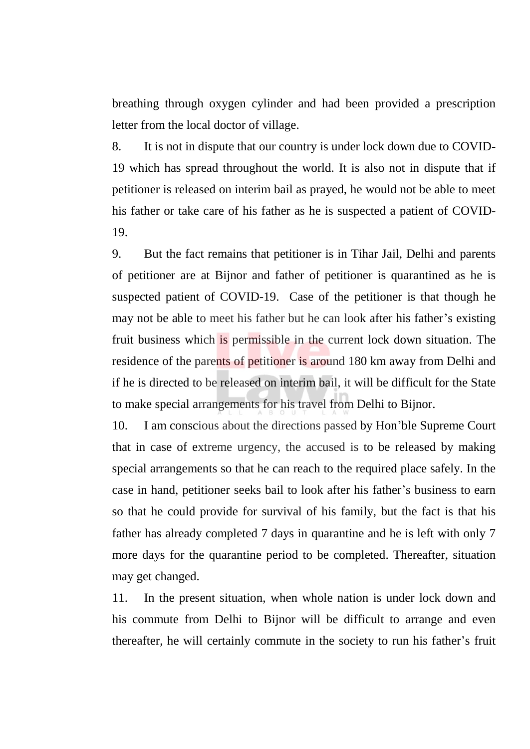breathing through oxygen cylinder and had been provided a prescription letter from the local doctor of village.

8. It is not in dispute that our country is under lock down due to COVID-19 which has spread throughout the world. It is also not in dispute that if petitioner is released on interim bail as prayed, he would not be able to meet his father or take care of his father as he is suspected a patient of COVID-19.

9. But the fact remains that petitioner is in Tihar Jail, Delhi and parents of petitioner are at Bijnor and father of petitioner is quarantined as he is suspected patient of COVID-19. Case of the petitioner is that though he may not be able to meet his father but he can look after his father's existing fruit business which is permissible in the current lock down situation. The residence of the parents of petitioner is around 180 km away from Delhi and if he is directed to be released on interim bail, it will be difficult for the State to make special arrangements for his travel from Delhi to Bijnor.

10. I am conscious about the directions passed by Hon'ble Supreme Court that in case of extreme urgency, the accused is to be released by making special arrangements so that he can reach to the required place safely. In the case in hand, petitioner seeks bail to look after his father's business to earn so that he could provide for survival of his family, but the fact is that his father has already completed 7 days in quarantine and he is left with only 7 more days for the quarantine period to be completed. Thereafter, situation may get changed.

11. In the present situation, when whole nation is under lock down and his commute from Delhi to Bijnor will be difficult to arrange and even thereafter, he will certainly commute in the society to run his father's fruit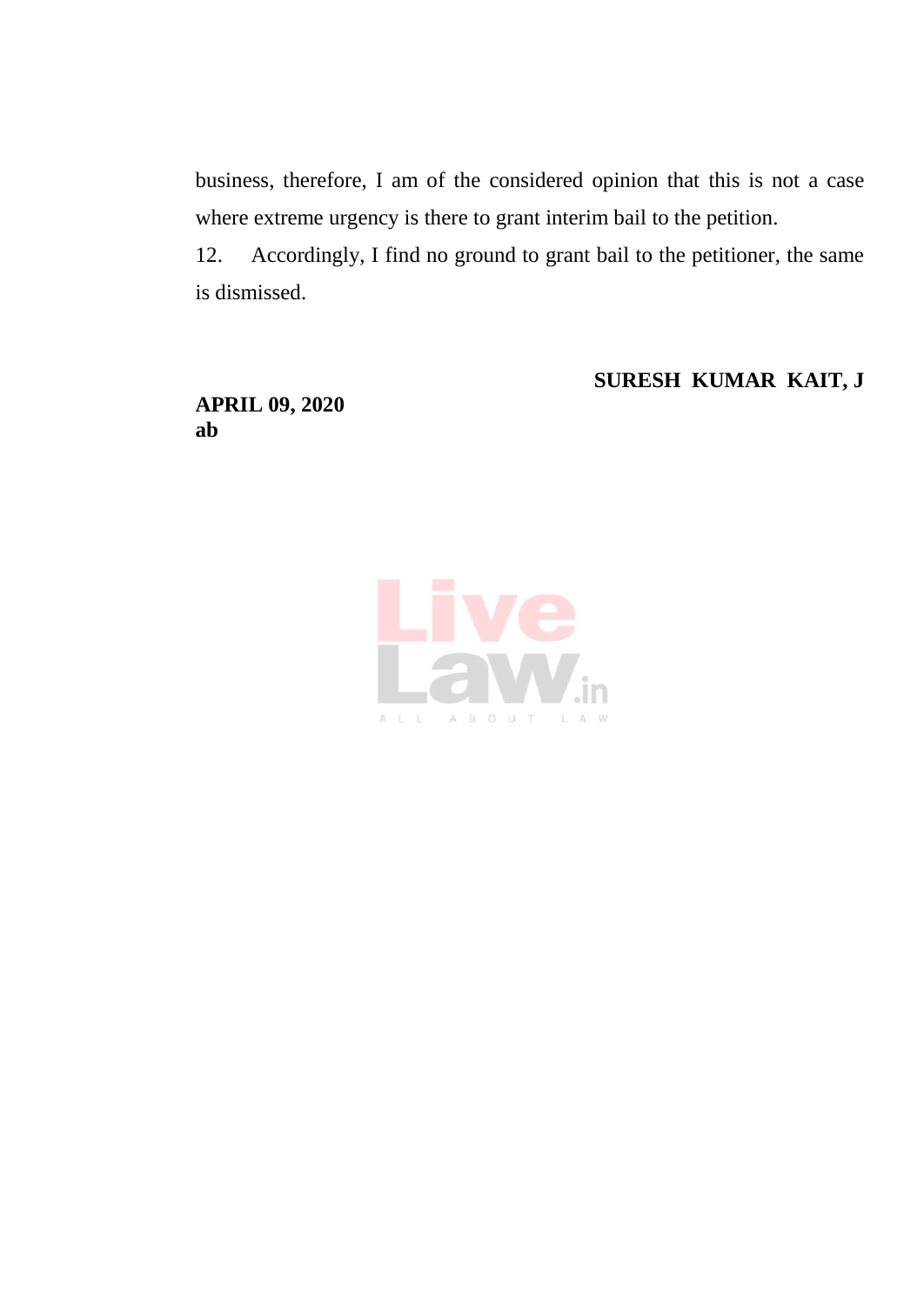business, therefore, I am of the considered opinion that this is not a case where extreme urgency is there to grant interim bail to the petition.

12. Accordingly, I find no ground to grant bail to the petitioner, the same is dismissed.

**SURESH KUMAR KAIT, J**

**APRIL 09, 2020**
**ab**